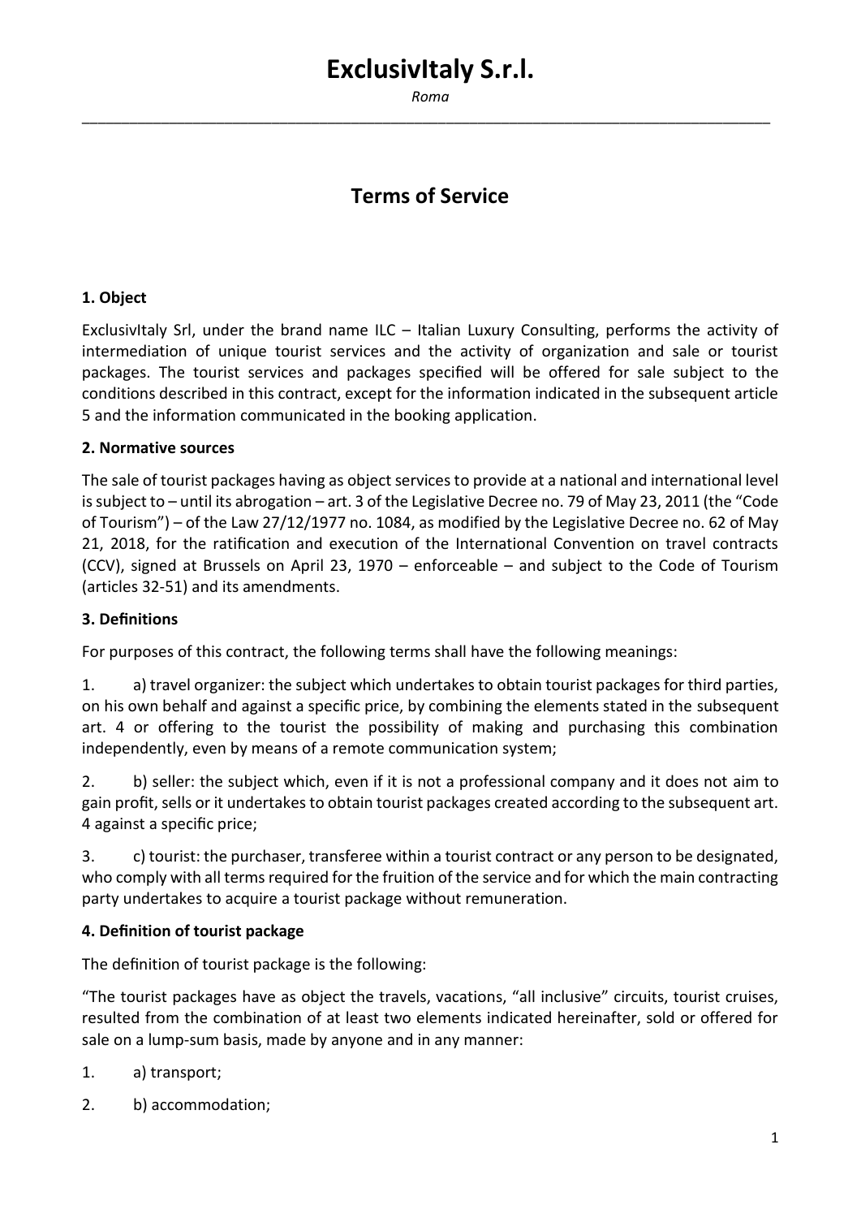# ExclusivItaly S.r.l.

*Roma*

## Terms of Service

### 1. Object

ExclusivItaly Srl, under the brand name ILC – Italian Luxury Consulting, performs the activity of intermediation of unique tourist services and the activity of organization and sale or tourist packages. The tourist services and packages specified will be offered for sale subject to the conditions described in this contract, except for the information indicated in the subsequent article 5 and the information communicated in the booking application.

### 2. Normative sources

The sale of tourist packages having as object services to provide at a national and international level is subject to – until its abrogation – art. 3 of the Legislative Decree no. 79 of May 23, 2011 (the "Code of Tourism") – of the Law 27/12/1977 no. 1084, as modified by the Legislative Decree no. 62 of May 21, 2018, for the ratification and execution of the International Convention on travel contracts (CCV), signed at Brussels on April 23, 1970 – enforceable – and subject to the Code of Tourism (articles 32-51) and its amendments.

### 3. Definitions

For purposes of this contract, the following terms shall have the following meanings:

1. a) travel organizer: the subject which undertakes to obtain tourist packages for third parties, on his own behalf and against a specific price, by combining the elements stated in the subsequent art. 4 or offering to the tourist the possibility of making and purchasing this combination independently, even by means of a remote communication system;
2. b) seller: the subject which, even if it is not a professional company and it does not aim to gain profit, sells or it undertakes to obtain tourist packages created according to the subsequent art. 4 against a specific price;
3. c) tourist: the purchaser, transferee within a tourist contract or any person to be designated, who comply with all terms required for the fruition of the service and for which the main contracting party undertakes to acquire a tourist package without remuneration.

### 4. Definition of tourist package

The definition of tourist package is the following:

"The tourist packages have as object the travels, vacations, "all inclusive" circuits, tourist cruises, resulted from the combination of at least two elements indicated hereinafter, sold or offered for sale on a lump-sum basis, made by anyone and in any manner:

1. a) transport;
2. b) accommodation;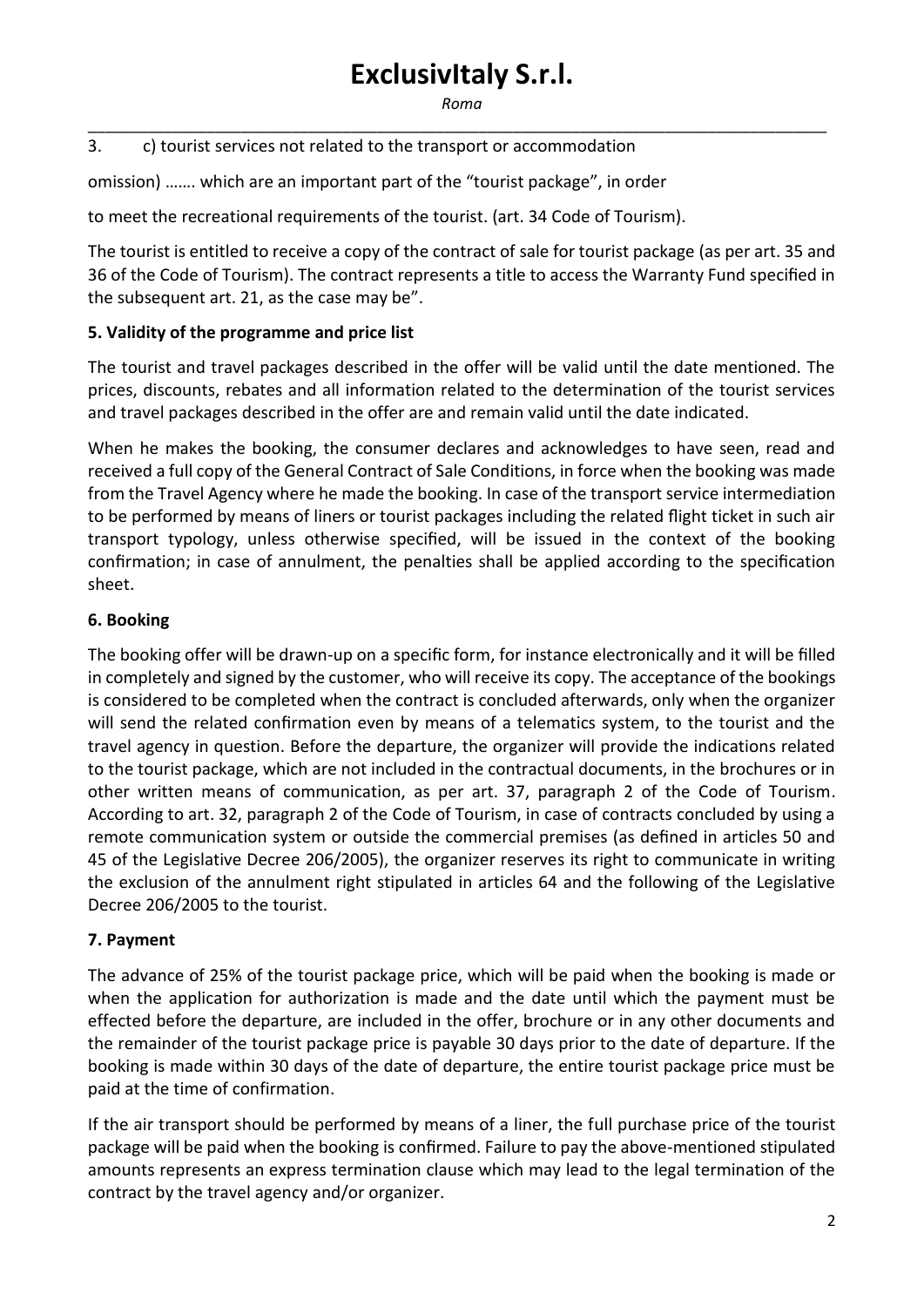3. c) tourist services not related to the transport or accommodation

omission) ……. which are an important part of the "tourist package", in order

to meet the recreational requirements of the tourist. (art. 34 Code of Tourism).

The tourist is entitled to receive a copy of the contract of sale for tourist package (as per art. 35 and 36 of the Code of Tourism). The contract represents a title to access the Warranty Fund specified in the subsequent art. 21, as the case may be".

### 5. Validity of the programme and price list

The tourist and travel packages described in the offer will be valid until the date mentioned. The prices, discounts, rebates and all information related to the determination of the tourist services and travel packages described in the offer are and remain valid until the date indicated.

When he makes the booking, the consumer declares and acknowledges to have seen, read and received a full copy of the General Contract of Sale Conditions, in force when the booking was made from the Travel Agency where he made the booking. In case of the transport service intermediation to be performed by means of liners or tourist packages including the related flight ticket in such air transport typology, unless otherwise specified, will be issued in the context of the booking confirmation; in case of annulment, the penalties shall be applied according to the specification sheet.

### 6. Booking

The booking offer will be drawn-up on a specific form, for instance electronically and it will be filled in completely and signed by the customer, who will receive its copy. The acceptance of the bookings is considered to be completed when the contract is concluded afterwards, only when the organizer will send the related confirmation even by means of a telematics system, to the tourist and the travel agency in question. Before the departure, the organizer will provide the indications related to the tourist package, which are not included in the contractual documents, in the brochures or in other written means of communication, as per art. 37, paragraph 2 of the Code of Tourism. According to art. 32, paragraph 2 of the Code of Tourism, in case of contracts concluded by using a remote communication system or outside the commercial premises (as defined in articles 50 and 45 of the Legislative Decree 206/2005), the organizer reserves its right to communicate in writing the exclusion of the annulment right stipulated in articles 64 and the following of the Legislative Decree 206/2005 to the tourist.

### 7. Payment

The advance of 25% of the tourist package price, which will be paid when the booking is made or when the application for authorization is made and the date until which the payment must be effected before the departure, are included in the offer, brochure or in any other documents and the remainder of the tourist package price is payable 30 days prior to the date of departure. If the booking is made within 30 days of the date of departure, the entire tourist package price must be paid at the time of confirmation.

If the air transport should be performed by means of a liner, the full purchase price of the tourist package will be paid when the booking is confirmed. Failure to pay the above-mentioned stipulated amounts represents an express termination clause which may lead to the legal termination of the contract by the travel agency and/or organizer.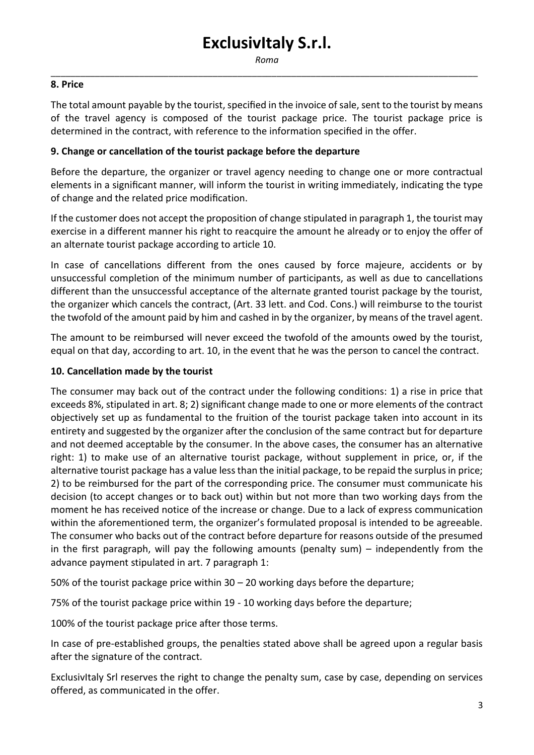## 8. Price

The total amount payable by the tourist, specified in the invoice of sale, sent to the tourist by means of the travel agency is composed of the tourist package price. The tourist package price is determined in the contract, with reference to the information specified in the offer.

## 9. Change or cancellation of the tourist package before the departure

Before the departure, the organizer or travel agency needing to change one or more contractual elements in a significant manner, will inform the tourist in writing immediately, indicating the type of change and the related price modification.

If the customer does not accept the proposition of change stipulated in paragraph 1, the tourist may exercise in a different manner his right to reacquire the amount he already or to enjoy the offer of an alternate tourist package according to article 10.

In case of cancellations different from the ones caused by force majeure, accidents or by unsuccessful completion of the minimum number of participants, as well as due to cancellations different than the unsuccessful acceptance of the alternate granted tourist package by the tourist, the organizer which cancels the contract, (Art. 33 lett. and Cod. Cons.) will reimburse to the tourist the twofold of the amount paid by him and cashed in by the organizer, by means of the travel agent.

The amount to be reimbursed will never exceed the twofold of the amounts owed by the tourist, equal on that day, according to art. 10, in the event that he was the person to cancel the contract.

## 10. Cancellation made by the tourist

The consumer may back out of the contract under the following conditions: 1) a rise in price that exceeds 8%, stipulated in art. 8; 2) significant change made to one or more elements of the contract objectively set up as fundamental to the fruition of the tourist package taken into account in its entirety and suggested by the organizer after the conclusion of the same contract but for departure and not deemed acceptable by the consumer. In the above cases, the consumer has an alternative right: 1) to make use of an alternative tourist package, without supplement in price, or, if the alternative tourist package has a value less than the initial package, to be repaid the surplus in price; 2) to be reimbursed for the part of the corresponding price. The consumer must communicate his decision (to accept changes or to back out) within but not more than two working days from the moment he has received notice of the increase or change. Due to a lack of express communication within the aforementioned term, the organizer's formulated proposal is intended to be agreeable. The consumer who backs out of the contract before departure for reasons outside of the presumed in the first paragraph, will pay the following amounts (penalty sum) – independently from the advance payment stipulated in art. 7 paragraph 1:

50% of the tourist package price within 30 – 20 working days before the departure;

75% of the tourist package price within 19 - 10 working days before the departure;

100% of the tourist package price after those terms.

In case of pre-established groups, the penalties stated above shall be agreed upon a regular basis after the signature of the contract.

ExclusivItaly Srl reserves the right to change the penalty sum, case by case, depending on services offered, as communicated in the offer.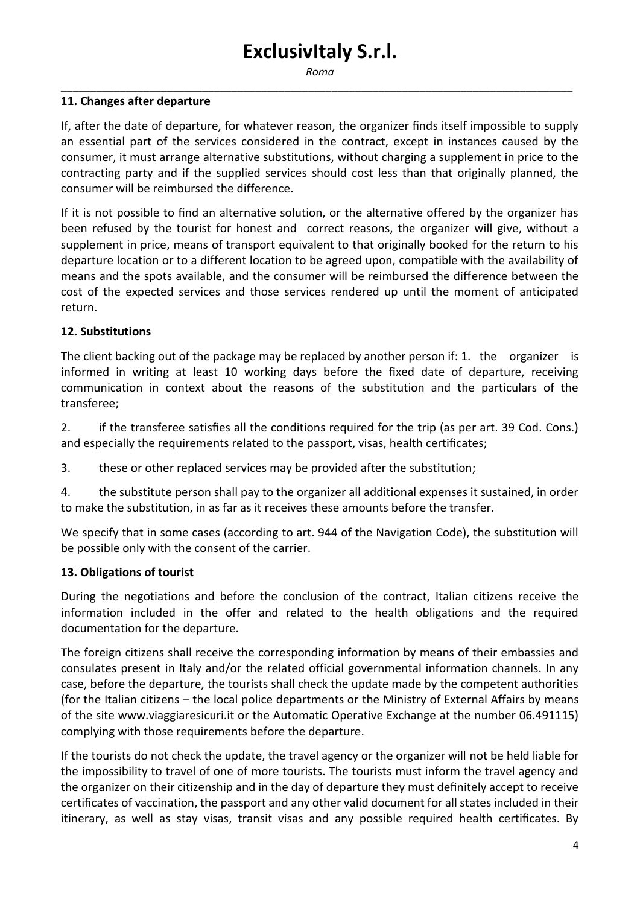### 11. Changes after departure

If, after the date of departure, for whatever reason, the organizer finds itself impossible to supply an essential part of the services considered in the contract, except in instances caused by the consumer, it must arrange alternative substitutions, without charging a supplement in price to the contracting party and if the supplied services should cost less than that originally planned, the consumer will be reimbursed the difference.

If it is not possible to find an alternative solution, or the alternative offered by the organizer has been refused by the tourist for honest and correct reasons, the organizer will give, without a supplement in price, means of transport equivalent to that originally booked for the return to his departure location or to a different location to be agreed upon, compatible with the availability of means and the spots available, and the consumer will be reimbursed the difference between the cost of the expected services and those services rendered up until the moment of anticipated return.

### 12. Substitutions

The client backing out of the package may be replaced by another person if: 1. the organizer is informed in writing at least 10 working days before the fixed date of departure, receiving communication in context about the reasons of the substitution and the particulars of the transferee;

2. if the transferee satisfies all the conditions required for the trip (as per art. 39 Cod. Cons.) and especially the requirements related to the passport, visas, health certificates;

3. these or other replaced services may be provided after the substitution;

4. the substitute person shall pay to the organizer all additional expenses it sustained, in order to make the substitution, in as far as it receives these amounts before the transfer.

We specify that in some cases (according to art. 944 of the Navigation Code), the substitution will be possible only with the consent of the carrier.

### 13. Obligations of tourist

During the negotiations and before the conclusion of the contract, Italian citizens receive the information included in the offer and related to the health obligations and the required documentation for the departure.

The foreign citizens shall receive the corresponding information by means of their embassies and consulates present in Italy and/or the related official governmental information channels. In any case, before the departure, the tourists shall check the update made by the competent authorities (for the Italian citizens – the local police departments or the Ministry of External Affairs by means of the site www.viaggiaresicuri.it or the Automatic Operative Exchange at the number 06.491115) complying with those requirements before the departure.

If the tourists do not check the update, the travel agency or the organizer will not be held liable for the impossibility to travel of one of more tourists. The tourists must inform the travel agency and the organizer on their citizenship and in the day of departure they must definitely accept to receive certificates of vaccination, the passport and any other valid document for all states included in their itinerary, as well as stay visas, transit visas and any possible required health certificates. By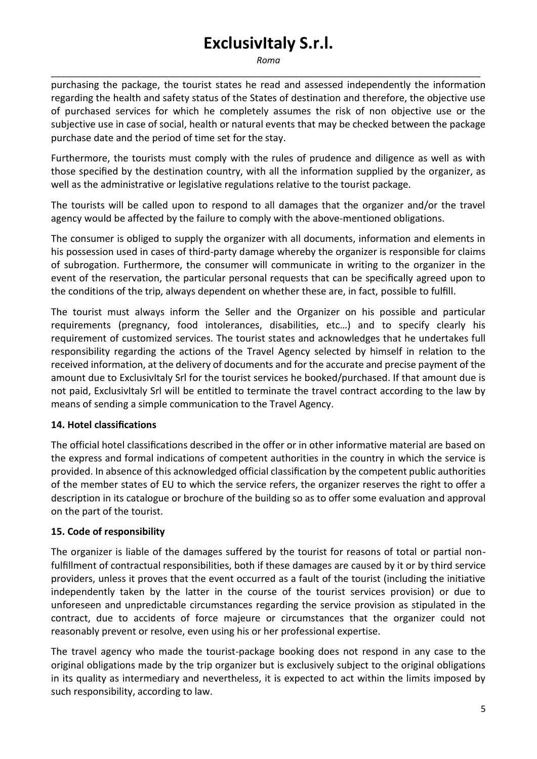purchasing the package, the tourist states he read and assessed independently the information regarding the health and safety status of the States of destination and therefore, the objective use of purchased services for which he completely assumes the risk of non objective use or the subjective use in case of social, health or natural events that may be checked between the package purchase date and the period of time set for the stay.

Furthermore, the tourists must comply with the rules of prudence and diligence as well as with those specified by the destination country, with all the information supplied by the organizer, as well as the administrative or legislative regulations relative to the tourist package.

The tourists will be called upon to respond to all damages that the organizer and/or the travel agency would be affected by the failure to comply with the above-mentioned obligations.

The consumer is obliged to supply the organizer with all documents, information and elements in his possession used in cases of third-party damage whereby the organizer is responsible for claims of subrogation. Furthermore, the consumer will communicate in writing to the organizer in the event of the reservation, the particular personal requests that can be specifically agreed upon to the conditions of the trip, always dependent on whether these are, in fact, possible to fulfill.

The tourist must always inform the Seller and the Organizer on his possible and particular requirements (pregnancy, food intolerances, disabilities, etc…) and to specify clearly his requirement of customized services. The tourist states and acknowledges that he undertakes full responsibility regarding the actions of the Travel Agency selected by himself in relation to the received information, at the delivery of documents and for the accurate and precise payment of the amount due to ExclusivItaly Srl for the tourist services he booked/purchased. If that amount due is not paid, ExclusivItaly Srl will be entitled to terminate the travel contract according to the law by means of sending a simple communication to the Travel Agency.

**14. Hotel classifications**

The official hotel classifications described in the offer or in other informative material are based on the express and formal indications of competent authorities in the country in which the service is provided. In absence of this acknowledged official classification by the competent public authorities of the member states of EU to which the service refers, the organizer reserves the right to offer a description in its catalogue or brochure of the building so as to offer some evaluation and approval on the part of the tourist.

**15. Code of responsibility**

The organizer is liable of the damages suffered by the tourist for reasons of total or partial non-fulfillment of contractual responsibilities, both if these damages are caused by it or by third service providers, unless it proves that the event occurred as a fault of the tourist (including the initiative independently taken by the latter in the course of the tourist services provision) or due to unforeseen and unpredictable circumstances regarding the service provision as stipulated in the contract, due to accidents of force majeure or circumstances that the organizer could not reasonably prevent or resolve, even using his or her professional expertise.

The travel agency who made the tourist-package booking does not respond in any case to the original obligations made by the trip organizer but is exclusively subject to the original obligations in its quality as intermediary and nevertheless, it is expected to act within the limits imposed by such responsibility, according to law.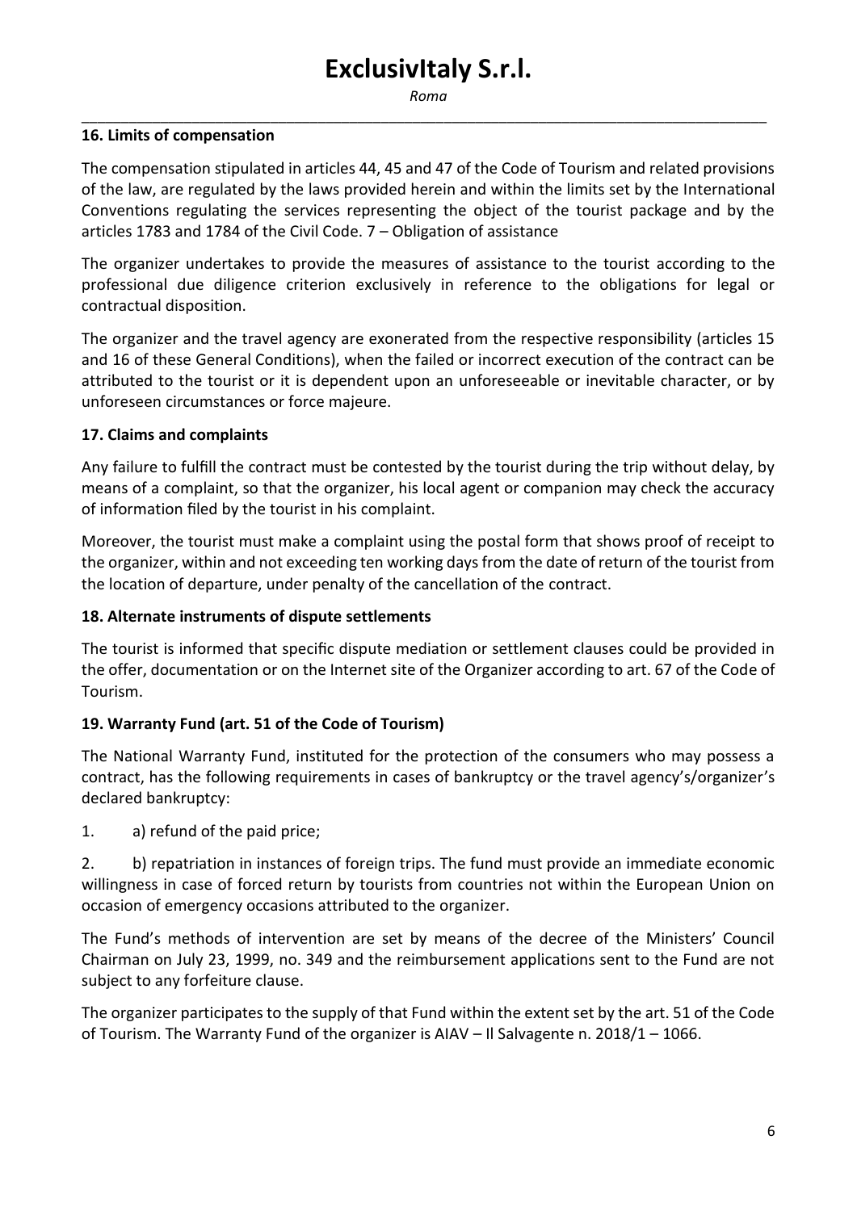### 16. Limits of compensation

The compensation stipulated in articles 44, 45 and 47 of the Code of Tourism and related provisions of the law, are regulated by the laws provided herein and within the limits set by the International Conventions regulating the services representing the object of the tourist package and by the articles 1783 and 1784 of the Civil Code. 7 – Obligation of assistance

The organizer undertakes to provide the measures of assistance to the tourist according to the professional due diligence criterion exclusively in reference to the obligations for legal or contractual disposition.

The organizer and the travel agency are exonerated from the respective responsibility (articles 15 and 16 of these General Conditions), when the failed or incorrect execution of the contract can be attributed to the tourist or it is dependent upon an unforeseeable or inevitable character, or by unforeseen circumstances or force majeure.

### 17. Claims and complaints

Any failure to fulfill the contract must be contested by the tourist during the trip without delay, by means of a complaint, so that the organizer, his local agent or companion may check the accuracy of information filed by the tourist in his complaint.

Moreover, the tourist must make a complaint using the postal form that shows proof of receipt to the organizer, within and not exceeding ten working days from the date of return of the tourist from the location of departure, under penalty of the cancellation of the contract.

### 18. Alternate instruments of dispute settlements

The tourist is informed that specific dispute mediation or settlement clauses could be provided in the offer, documentation or on the Internet site of the Organizer according to art. 67 of the Code of Tourism.

### 19. Warranty Fund (art. 51 of the Code of Tourism)

The National Warranty Fund, instituted for the protection of the consumers who may possess a contract, has the following requirements in cases of bankruptcy or the travel agency's/organizer's declared bankruptcy:

1. a) refund of the paid price;
2. b) repatriation in instances of foreign trips. The fund must provide an immediate economic willingness in case of forced return by tourists from countries not within the European Union on occasion of emergency occasions attributed to the organizer.

The Fund's methods of intervention are set by means of the decree of the Ministers' Council Chairman on July 23, 1999, no. 349 and the reimbursement applications sent to the Fund are not subject to any forfeiture clause.

The organizer participates to the supply of that Fund within the extent set by the art. 51 of the Code of Tourism. The Warranty Fund of the organizer is AIAV – Il Salvagente n. 2018/1 – 1066.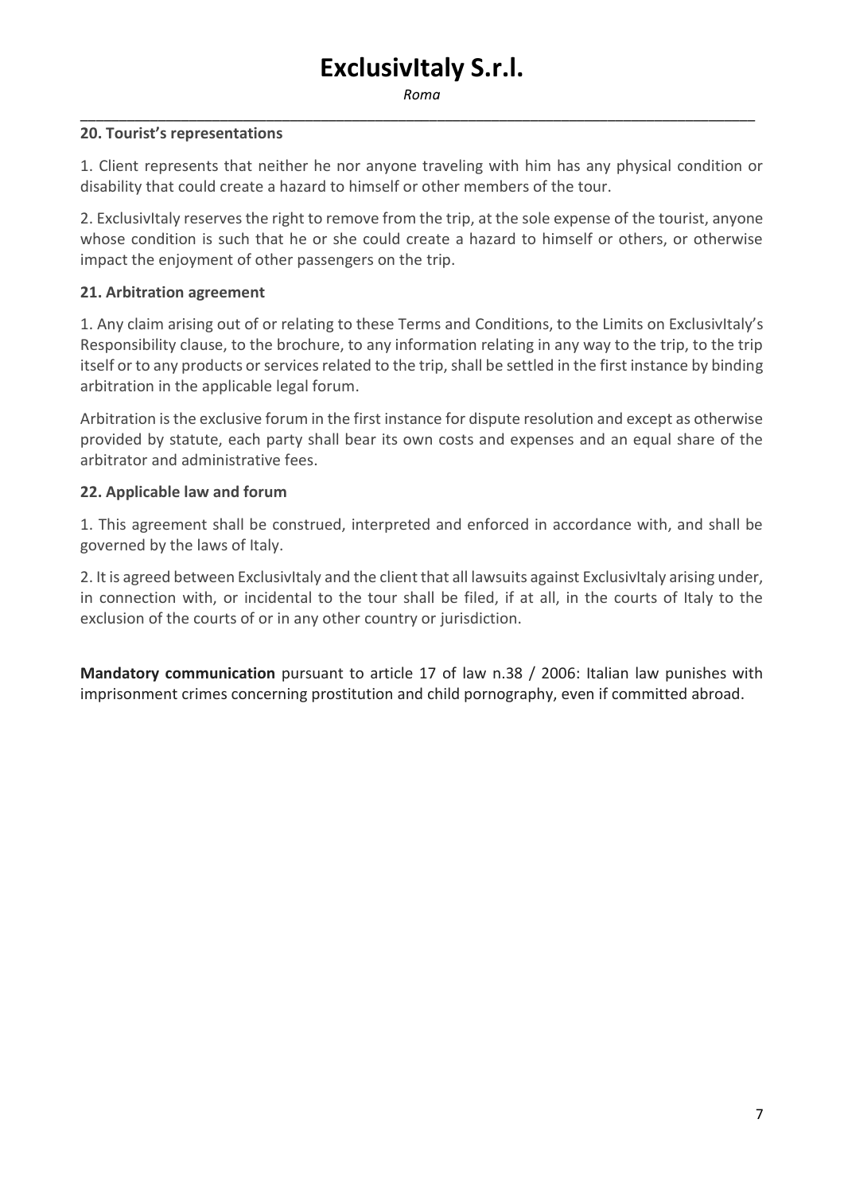### 20. Tourist's representations

1. Client represents that neither he nor anyone traveling with him has any physical condition or disability that could create a hazard to himself or other members of the tour.

2. ExclusivItaly reserves the right to remove from the trip, at the sole expense of the tourist, anyone whose condition is such that he or she could create a hazard to himself or others, or otherwise impact the enjoyment of other passengers on the trip.

### 21. Arbitration agreement

1. Any claim arising out of or relating to these Terms and Conditions, to the Limits on ExclusivItaly's Responsibility clause, to the brochure, to any information relating in any way to the trip, to the trip itself or to any products or services related to the trip, shall be settled in the first instance by binding arbitration in the applicable legal forum.

Arbitration is the exclusive forum in the first instance for dispute resolution and except as otherwise provided by statute, each party shall bear its own costs and expenses and an equal share of the arbitrator and administrative fees.

### 22. Applicable law and forum

1. This agreement shall be construed, interpreted and enforced in accordance with, and shall be governed by the laws of Italy.

2. It is agreed between ExclusivItaly and the client that all lawsuits against ExclusivItaly arising under, in connection with, or incidental to the tour shall be filed, if at all, in the courts of Italy to the exclusion of the courts of or in any other country or jurisdiction.

**Mandatory communication** pursuant to article 17 of law n.38 / 2006: Italian law punishes with imprisonment crimes concerning prostitution and child pornography, even if committed abroad.